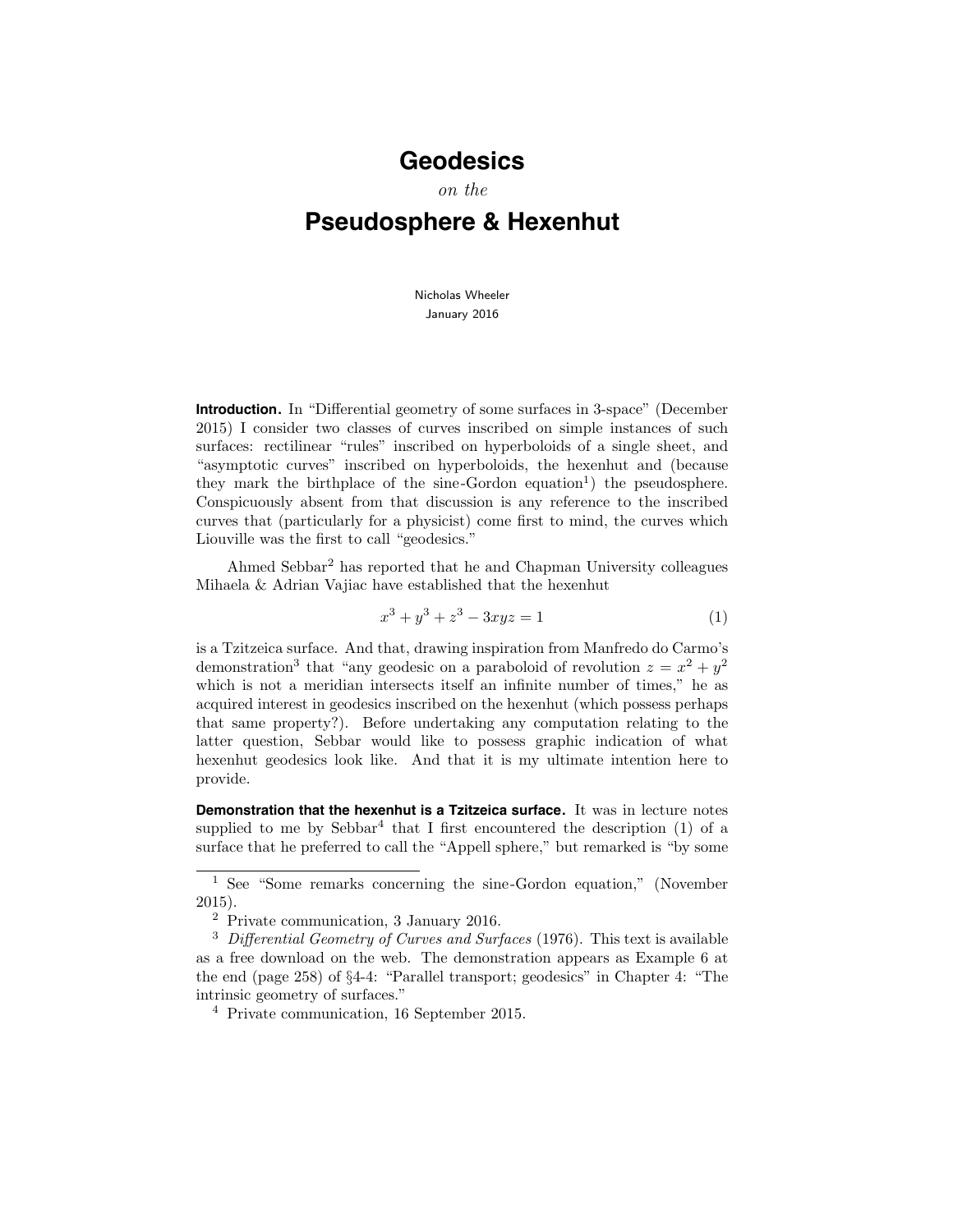# Geodesics

*on the*

# Pseudosphere & Hexenhut

Nicholas Wheeler
January 2016

**Introduction.** In "Differential geometry of some surfaces in 3-space" (December 2015) I consider two classes of curves inscribed on simple instances of such surfaces: rectilinear "rules" inscribed on hyperboloids of a single sheet, and "asymptotic curves" inscribed on hyperboloids, the hexenhut and (because they mark the birthplace of the sine-Gordon equation[1]) the pseudosphere. Conspicuously absent from that discussion is any reference to the inscribed curves that (particularly for a physicist) come first to mind, the curves which Liouville was the first to call "geodesics."

Ahmed Sebbar[2] has reported that he and Chapman University colleagues Mihaela & Adrian Vajiac have established that the hexenhut

$$x^3 + y^3 + z^3 - 3xyz = 1 \tag{1}$$

is a Tzitzeica surface. And that, drawing inspiration from Manfredo do Carmo's demonstration[3] that "any geodesic on a paraboloid of revolution $z = x^2 + y^2$ which is not a meridian intersects itself an infinite number of times," he as acquired interest in geodesics inscribed on the hexenhut (which possess perhaps that same property?). Before undertaking any computation relating to the latter question, Sebbar would like to possess graphic indication of what hexenhut geodesics look like. And that it is my ultimate intention here to provide.

**Demonstration that the hexenhut is a Tzitzeica surface.** It was in lecture notes supplied to me by Sebbar[4] that I first encountered the description (1) of a surface that he preferred to call the "Appell sphere," but remarked is "by some

---

[1] See "Some remarks concerning the sine-Gordon equation," (November 2015).

[2] Private communication, 3 January 2016.

[3] *Differential Geometry of Curves and Surfaces* (1976). This text is available as a free download on the web. The demonstration appears as Example 6 at the end (page 258) of §4-4: "Parallel transport; geodesics" in Chapter 4: "The intrinsic geometry of surfaces."

[4] Private communication, 16 September 2015.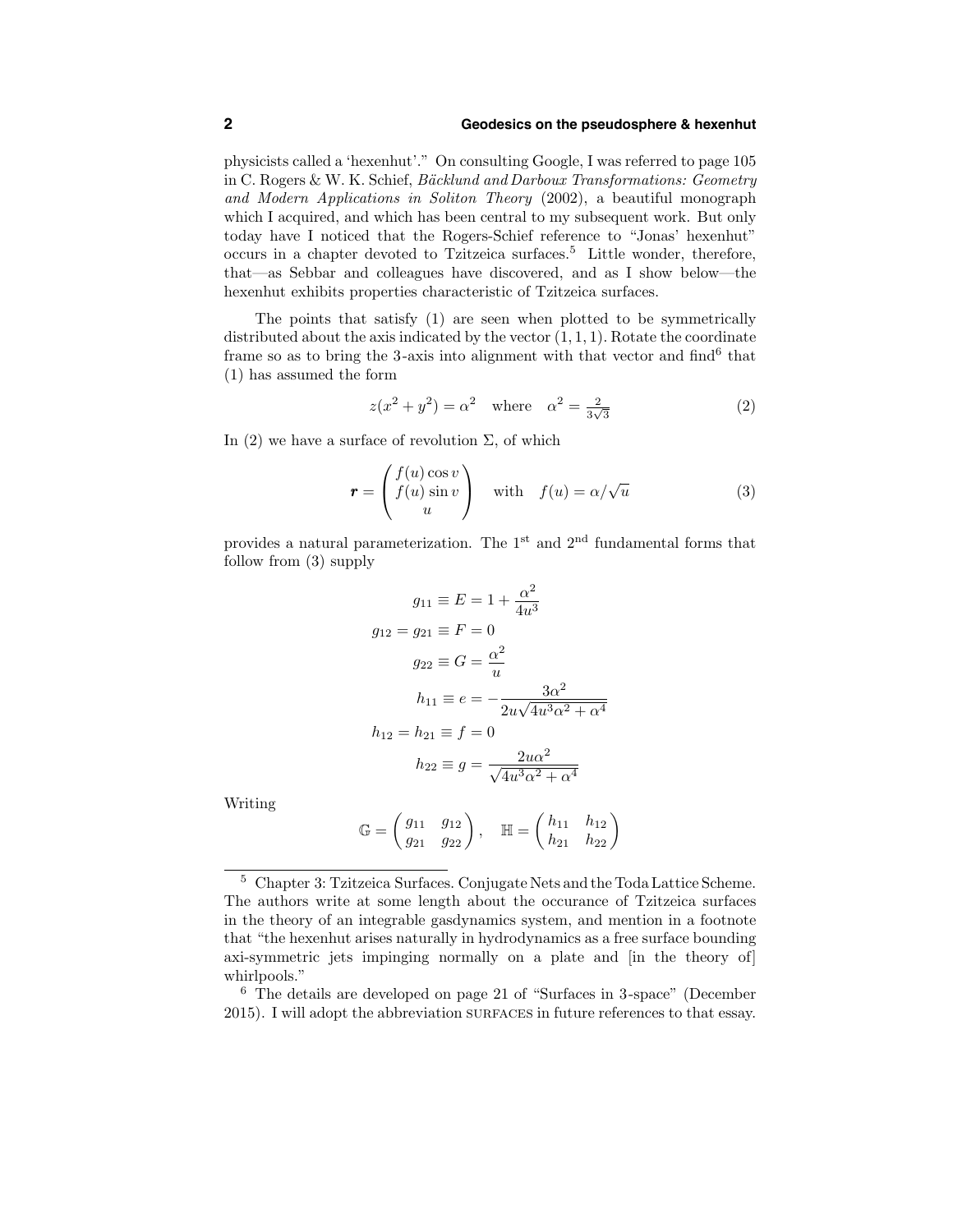physicists called a 'hexenhut'." On consulting Google, I was referred to page 105 in C. Rogers & W. K. Schief, *Bäcklund and Darboux Transformations: Geometry and Modern Applications in Soliton Theory* (2002), a beautiful monograph which I acquired, and which has been central to my subsequent work. But only today have I noticed that the Rogers-Schief reference to "Jonas' hexenhut" occurs in a chapter devoted to Tzitzeica surfaces.[5] Little wonder, therefore, that—as Sebbar and colleagues have discovered, and as I show below—the hexenhut exhibits properties characteristic of Tzitzeica surfaces.

The points that satisfy (1) are seen when plotted to be symmetrically distributed about the axis indicated by the vector $(1, 1, 1)$. Rotate the coordinate frame so as to bring the 3-axis into alignment with that vector and find[6] that (1) has assumed the form

$$z(x^2 + y^2) = \alpha^2 \quad \text{where} \quad \alpha^2 = \tfrac{2}{3\sqrt{3}} \tag{2}$$

In (2) we have a surface of revolution $\Sigma$, of which

$$\boldsymbol{r} = \begin{pmatrix} f(u)\cos v \\ f(u)\sin v \\ u \end{pmatrix} \quad \text{with} \quad f(u) = \alpha/\sqrt{u} \tag{3}$$

provides a natural parameterization. The 1st and 2nd fundamental forms that follow from (3) supply

$$
\begin{aligned}
g_{11} \equiv E &= 1 + \frac{\alpha^2}{4u^3} \\
g_{12} = g_{21} \equiv F &= 0 \\
g_{22} \equiv G &= \frac{\alpha^2}{u} \\
h_{11} \equiv e &= -\frac{3\alpha^2}{2u\sqrt{4u^3\alpha^2 + \alpha^4}} \\
h_{12} = h_{21} \equiv f &= 0 \\
h_{22} \equiv g &= \frac{2u\alpha^2}{\sqrt{4u^3\alpha^2 + \alpha^4}}
\end{aligned}
$$

Writing

$$\mathbb{G} = \begin{pmatrix} g_{11} & g_{12} \\ g_{21} & g_{22} \end{pmatrix}, \quad \mathbb{H} = \begin{pmatrix} h_{11} & h_{12} \\ h_{21} & h_{22} \end{pmatrix}$$

---

[5] Chapter 3: Tzitzeica Surfaces. Conjugate Nets and the Toda Lattice Scheme. The authors write at some length about the occurance of Tzitzeica surfaces in the theory of an integrable gasdynamics system, and mention in a footnote that "the hexenhut arises naturally in hydrodynamics as a free surface bounding axi-symmetric jets impinging normally on a plate and [in the theory of] whirlpools."

[6] The details are developed on page 21 of "Surfaces in 3-space" (December 2015). I will adopt the abbreviation SURFACES in future references to that essay.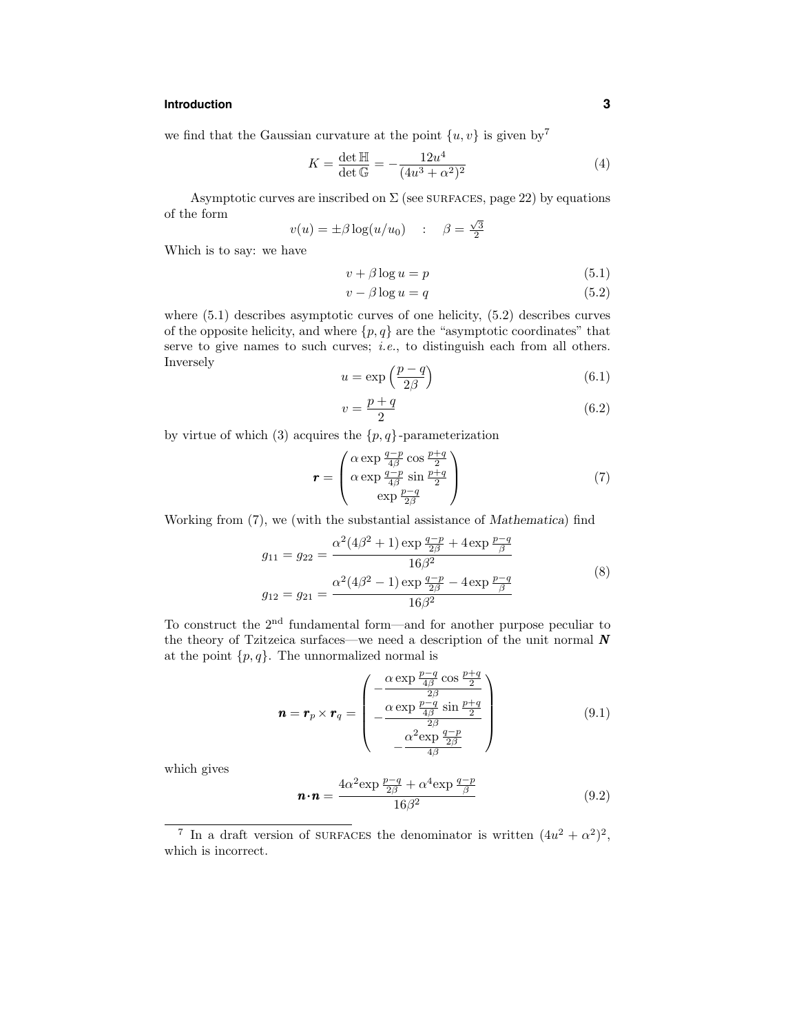we find that the Gaussian curvature at the point $\{u, v\}$ is given by[7]

$$K = \frac{\det \mathbb{H}}{\det \mathbb{G}} = -\frac{12u^4}{(4u^3 + \alpha^2)^2} \tag{4}$$

Asymptotic curves are inscribed on $\Sigma$ (see SURFACES, page 22) by equations of the form

$$v(u) = \pm\beta \log(u/u_0) \quad : \quad \beta = \tfrac{\sqrt{3}}{2}$$

Which is to say: we have

$$v + \beta \log u = p \tag{5.1}$$

$$v - \beta \log u = q \tag{5.2}$$

where (5.1) describes asymptotic curves of one helicity, (5.2) describes curves of the opposite helicity, and where $\{p, q\}$ are the "asymptotic coordinates" that serve to give names to such curves; *i.e.*, to distinguish each from all others. Inversely

$$u = \exp\left(\frac{p-q}{2\beta}\right) \tag{6.1}$$

$$v = \frac{p+q}{2} \tag{6.2}$$

by virtue of which (3) acquires the $\{p, q\}$-parameterization

$$\boldsymbol{r} = \begin{pmatrix} \alpha \exp \frac{q-p}{4\beta} \cos \frac{p+q}{2} \\ \alpha \exp \frac{q-p}{4\beta} \sin \frac{p+q}{2} \\ \exp \frac{p-q}{2\beta} \end{pmatrix} \tag{7}$$

Working from (7), we (with the substantial assistance of *Mathematica*) find

$$\begin{aligned} g_{11} = g_{22} &= \frac{\alpha^2(4\beta^2+1)\exp\frac{q-p}{2\beta} + 4\exp\frac{p-q}{\beta}}{16\beta^2} \\ g_{12} = g_{21} &= \frac{\alpha^2(4\beta^2-1)\exp\frac{q-p}{2\beta} - 4\exp\frac{p-q}{\beta}}{16\beta^2} \end{aligned} \tag{8}$$

To construct the 2nd fundamental form—and for another purpose peculiar to the theory of Tzitzeica surfaces—we need a description of the unit normal $\boldsymbol{N}$ at the point $\{p, q\}$. The unnormalized normal is

$$\boldsymbol{n} = \boldsymbol{r}_p \times \boldsymbol{r}_q = \begin{pmatrix} -\dfrac{\alpha \exp \frac{p-q}{4\beta} \cos \frac{p+q}{2}}{2\beta} \\ -\dfrac{\alpha \exp \frac{p-q}{4\beta} \sin \frac{p+q}{2}}{2\beta} \\ -\dfrac{\alpha^2 \exp \frac{q-p}{2\beta}}{4\beta} \end{pmatrix} \tag{9.1}$$

which gives

$$\boldsymbol{n}\cdot\boldsymbol{n} = \frac{4\alpha^2 \exp\frac{p-q}{2\beta} + \alpha^4 \exp\frac{q-p}{\beta}}{16\beta^2} \tag{9.2}$$

[7] In a draft version of SURFACES the denominator is written $(4u^2 + \alpha^2)^2$, which is incorrect.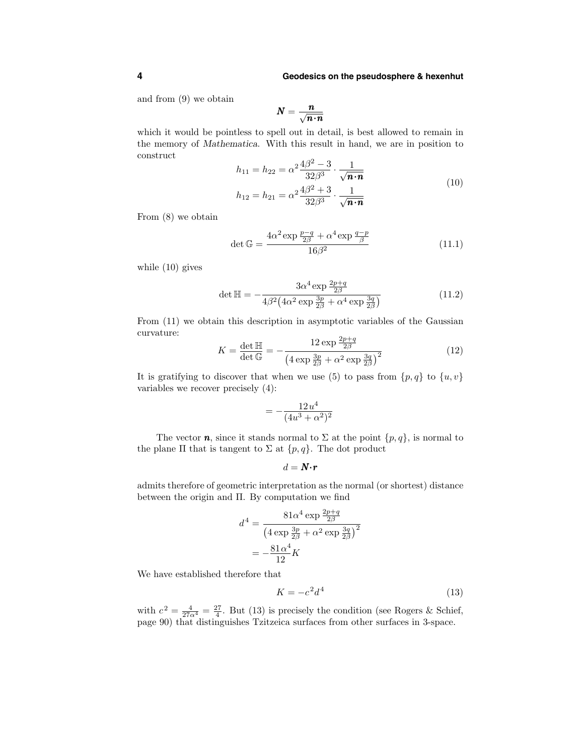and from (9) we obtain

$$
\boldsymbol{N} = \frac{\boldsymbol{n}}{\sqrt{\boldsymbol{n}\cdot\boldsymbol{n}}}
$$

which it would be pointless to spell out in detail, is best allowed to remain in the memory of *Mathematica*. With this result in hand, we are in position to construct

$$
\begin{aligned}
h_{11} = h_{22} &= \alpha^2 \frac{4\beta^2 - 3}{32\beta^3} \cdot \frac{1}{\sqrt{\boldsymbol{n}\cdot\boldsymbol{n}}} \\
h_{12} = h_{21} &= \alpha^2 \frac{4\beta^2 + 3}{32\beta^3} \cdot \frac{1}{\sqrt{\boldsymbol{n}\cdot\boldsymbol{n}}}
\end{aligned}
\tag{10}
$$

From (8) we obtain

$$
\det \mathbb{G} = \frac{4\alpha^2 \exp \frac{p-q}{2\beta} + \alpha^4 \exp \frac{q-p}{\beta}}{16\beta^2}
\tag{11.1}
$$

while (10) gives

$$
\det \mathbb{H} = -\frac{3\alpha^4 \exp \frac{2p+q}{2\beta}}{4\beta^2\big(4\alpha^2 \exp \frac{3p}{2\beta} + \alpha^4 \exp \frac{3q}{2\beta}\big)}
\tag{11.2}
$$

From (11) we obtain this description in asymptotic variables of the Gaussian curvature:

$$
K = \frac{\det \mathbb{H}}{\det \mathbb{G}} = -\frac{12 \exp \frac{2p+q}{2\beta}}{\big(4 \exp \frac{3p}{2\beta} + \alpha^2 \exp \frac{3q}{2\beta}\big)^2}
\tag{12}
$$

It is gratifying to discover that when we use (5) to pass from $\{p, q\}$ to $\{u, v\}$ variables we recover precisely (4):

$$
= -\frac{12\,u^4}{(4u^3 + \alpha^2)^2}
$$

The vector $\boldsymbol{n}$, since it stands normal to $\Sigma$ at the point $\{p, q\}$, is normal to the plane $\Pi$ that is tangent to $\Sigma$ at $\{p, q\}$. The dot product

$$
d = \boldsymbol{N}\cdot\boldsymbol{r}
$$

admits therefore of geometric interpretation as the normal (or shortest) distance between the origin and $\Pi$. By computation we find

$$
\begin{aligned}
d^4 &= \frac{81\alpha^4 \exp \frac{2p+q}{2\beta}}{\big(4 \exp \frac{3p}{2\beta} + \alpha^2 \exp \frac{3q}{2\beta}\big)^2} \\
&= -\frac{81\,\alpha^4}{12} K
\end{aligned}
$$

We have established therefore that

$$
K = -c^2 d^4
\tag{13}
$$

with $c^2 = \frac{4}{27\alpha^4} = \frac{27}{4}$. But (13) is precisely the condition (see Rogers & Schief, page 90) that distinguishes Tzitzeica surfaces from other surfaces in 3-space.